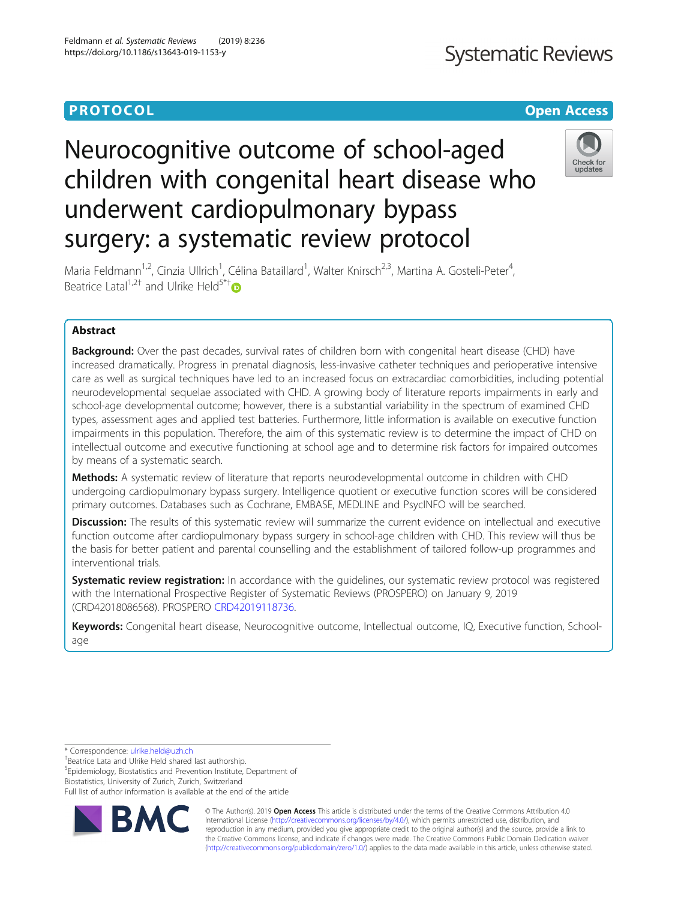**PROTOCOL** **Open Access**

# Neurocognitive outcome of school-aged children with congenital heart disease who underwent cardiopulmonary bypass surgery: a systematic review protocol

Maria Feldmann[1,2], Cinzia Ullrich[1], Célina Bataillard[1], Walter Knirsch[2,3], Martina A. Gosteli-Peter[4], Beatrice Latal[1,2†] and Ulrike Held[5*†]

## Abstract

**Background:** Over the past decades, survival rates of children born with congenital heart disease (CHD) have increased dramatically. Progress in prenatal diagnosis, less-invasive catheter techniques and perioperative intensive care as well as surgical techniques have led to an increased focus on extracardiac comorbidities, including potential neurodevelopmental sequelae associated with CHD. A growing body of literature reports impairments in early and school-age developmental outcome; however, there is a substantial variability in the spectrum of examined CHD types, assessment ages and applied test batteries. Furthermore, little information is available on executive function impairments in this population. Therefore, the aim of this systematic review is to determine the impact of CHD on intellectual outcome and executive functioning at school age and to determine risk factors for impaired outcomes by means of a systematic search.

**Methods:** A systematic review of literature that reports neurodevelopmental outcome in children with CHD undergoing cardiopulmonary bypass surgery. Intelligence quotient or executive function scores will be considered primary outcomes. Databases such as Cochrane, EMBASE, MEDLINE and PsycINFO will be searched.

**Discussion:** The results of this systematic review will summarize the current evidence on intellectual and executive function outcome after cardiopulmonary bypass surgery in school-age children with CHD. This review will thus be the basis for better patient and parental counselling and the establishment of tailored follow-up programmes and interventional trials.

**Systematic review registration:** In accordance with the guidelines, our systematic review protocol was registered with the International Prospective Register of Systematic Reviews (PROSPERO) on January 9, 2019 (CRD42018086568). PROSPERO CRD42019118736.

**Keywords:** Congenital heart disease, Neurocognitive outcome, Intellectual outcome, IQ, Executive function, School-age

---

* Correspondence: ulrike.held@uzh.ch
†Beatrice Lata and Ulrike Held shared last authorship.
[5]Epidemiology, Biostatistics and Prevention Institute, Department of Biostatistics, University of Zurich, Zurich, Switzerland
Full list of author information is available at the end of the article

© The Author(s). 2019 **Open Access** This article is distributed under the terms of the Creative Commons Attribution 4.0 International License (http://creativecommons.org/licenses/by/4.0/), which permits unrestricted use, distribution, and reproduction in any medium, provided you give appropriate credit to the original author(s) and the source, provide a link to the Creative Commons license, and indicate if changes were made. The Creative Commons Public Domain Dedication waiver (http://creativecommons.org/publicdomain/zero/1.0/) applies to the data made available in this article, unless otherwise stated.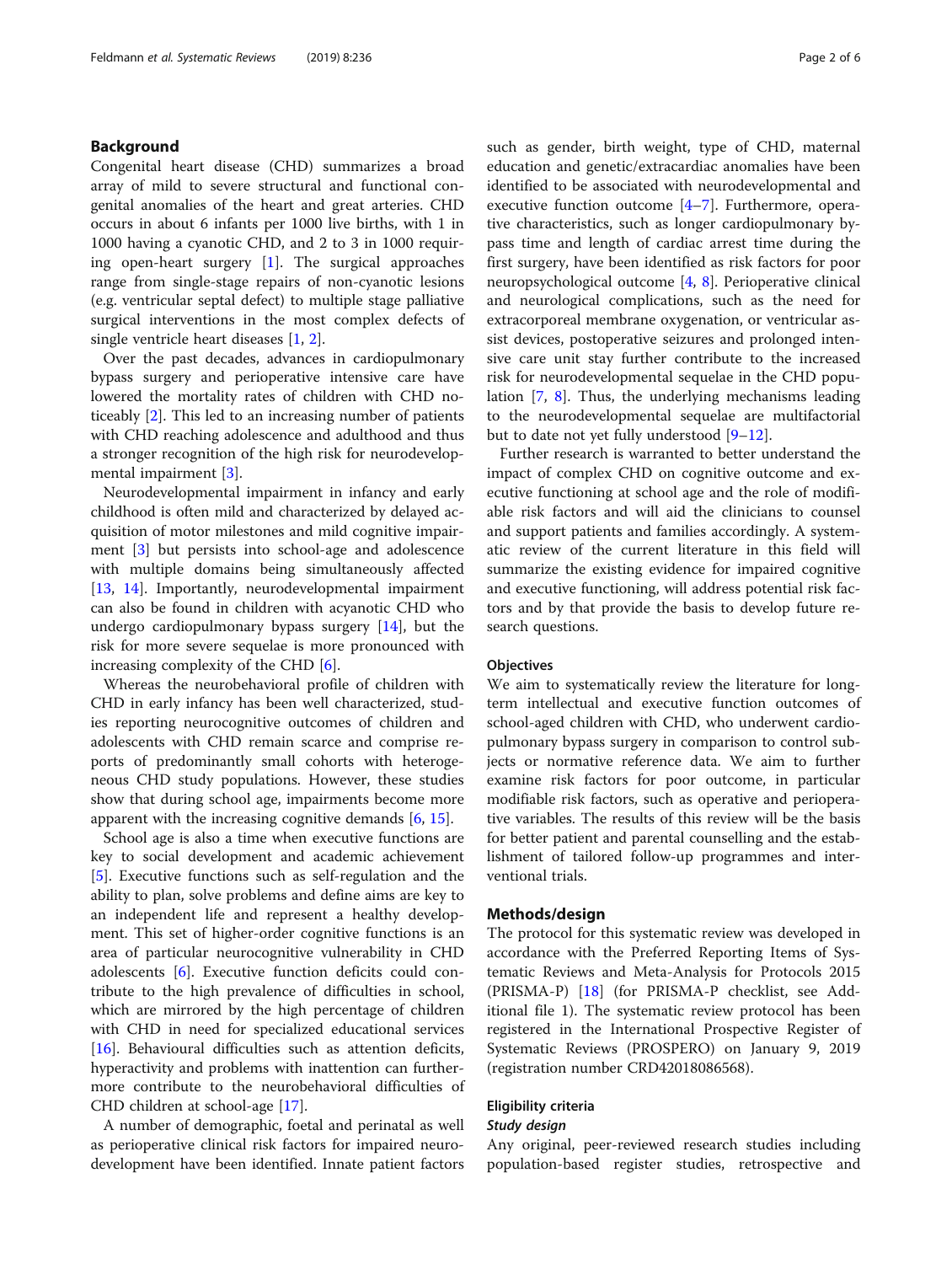## Background

Congenital heart disease (CHD) summarizes a broad array of mild to severe structural and functional congenital anomalies of the heart and great arteries. CHD occurs in about 6 infants per 1000 live births, with 1 in 1000 having a cyanotic CHD, and 2 to 3 in 1000 requiring open-heart surgery [1]. The surgical approaches range from single-stage repairs of non-cyanotic lesions (e.g. ventricular septal defect) to multiple stage palliative surgical interventions in the most complex defects of single ventricle heart diseases [1, 2].

Over the past decades, advances in cardiopulmonary bypass surgery and perioperative intensive care have lowered the mortality rates of children with CHD noticeably [2]. This led to an increasing number of patients with CHD reaching adolescence and adulthood and thus a stronger recognition of the high risk for neurodevelopmental impairment [3].

Neurodevelopmental impairment in infancy and early childhood is often mild and characterized by delayed acquisition of motor milestones and mild cognitive impairment [3] but persists into school-age and adolescence with multiple domains being simultaneously affected [13, 14]. Importantly, neurodevelopmental impairment can also be found in children with acyanotic CHD who undergo cardiopulmonary bypass surgery [14], but the risk for more severe sequelae is more pronounced with increasing complexity of the CHD [6].

Whereas the neurobehavioral profile of children with CHD in early infancy has been well characterized, studies reporting neurocognitive outcomes of children and adolescents with CHD remain scarce and comprise reports of predominantly small cohorts with heterogeneous CHD study populations. However, these studies show that during school age, impairments become more apparent with the increasing cognitive demands [6, 15].

School age is also a time when executive functions are key to social development and academic achievement [5]. Executive functions such as self-regulation and the ability to plan, solve problems and define aims are key to an independent life and represent a healthy development. This set of higher-order cognitive functions is an area of particular neurocognitive vulnerability in CHD adolescents [6]. Executive function deficits could contribute to the high prevalence of difficulties in school, which are mirrored by the high percentage of children with CHD in need for specialized educational services [16]. Behavioural difficulties such as attention deficits, hyperactivity and problems with inattention can furthermore contribute to the neurobehavioral difficulties of CHD children at school-age [17].

A number of demographic, foetal and perinatal as well as perioperative clinical risk factors for impaired neurodevelopment have been identified. Innate patient factors such as gender, birth weight, type of CHD, maternal education and genetic/extracardiac anomalies have been identified to be associated with neurodevelopmental and executive function outcome [4–7]. Furthermore, operative characteristics, such as longer cardiopulmonary bypass time and length of cardiac arrest time during the first surgery, have been identified as risk factors for poor neuropsychological outcome [4, 8]. Perioperative clinical and neurological complications, such as the need for extracorporeal membrane oxygenation, or ventricular assist devices, postoperative seizures and prolonged intensive care unit stay further contribute to the increased risk for neurodevelopmental sequelae in the CHD population [7, 8]. Thus, the underlying mechanisms leading to the neurodevelopmental sequelae are multifactorial but to date not yet fully understood [9–12].

Further research is warranted to better understand the impact of complex CHD on cognitive outcome and executive functioning at school age and the role of modifiable risk factors and will aid the clinicians to counsel and support patients and families accordingly. A systematic review of the current literature in this field will summarize the existing evidence for impaired cognitive and executive functioning, will address potential risk factors and by that provide the basis to develop future research questions.

### Objectives

We aim to systematically review the literature for long-term intellectual and executive function outcomes of school-aged children with CHD, who underwent cardiopulmonary bypass surgery in comparison to control subjects or normative reference data. We aim to further examine risk factors for poor outcome, in particular modifiable risk factors, such as operative and perioperative variables. The results of this review will be the basis for better patient and parental counselling and the establishment of tailored follow-up programmes and interventional trials.

## Methods/design

The protocol for this systematic review was developed in accordance with the Preferred Reporting Items of Systematic Reviews and Meta-Analysis for Protocols 2015 (PRISMA-P) [18] (for PRISMA-P checklist, see Additional file 1). The systematic review protocol has been registered in the International Prospective Register of Systematic Reviews (PROSPERO) on January 9, 2019 (registration number CRD42018086568).

### Eligibility criteria

#### *Study design*

Any original, peer-reviewed research studies including population-based register studies, retrospective and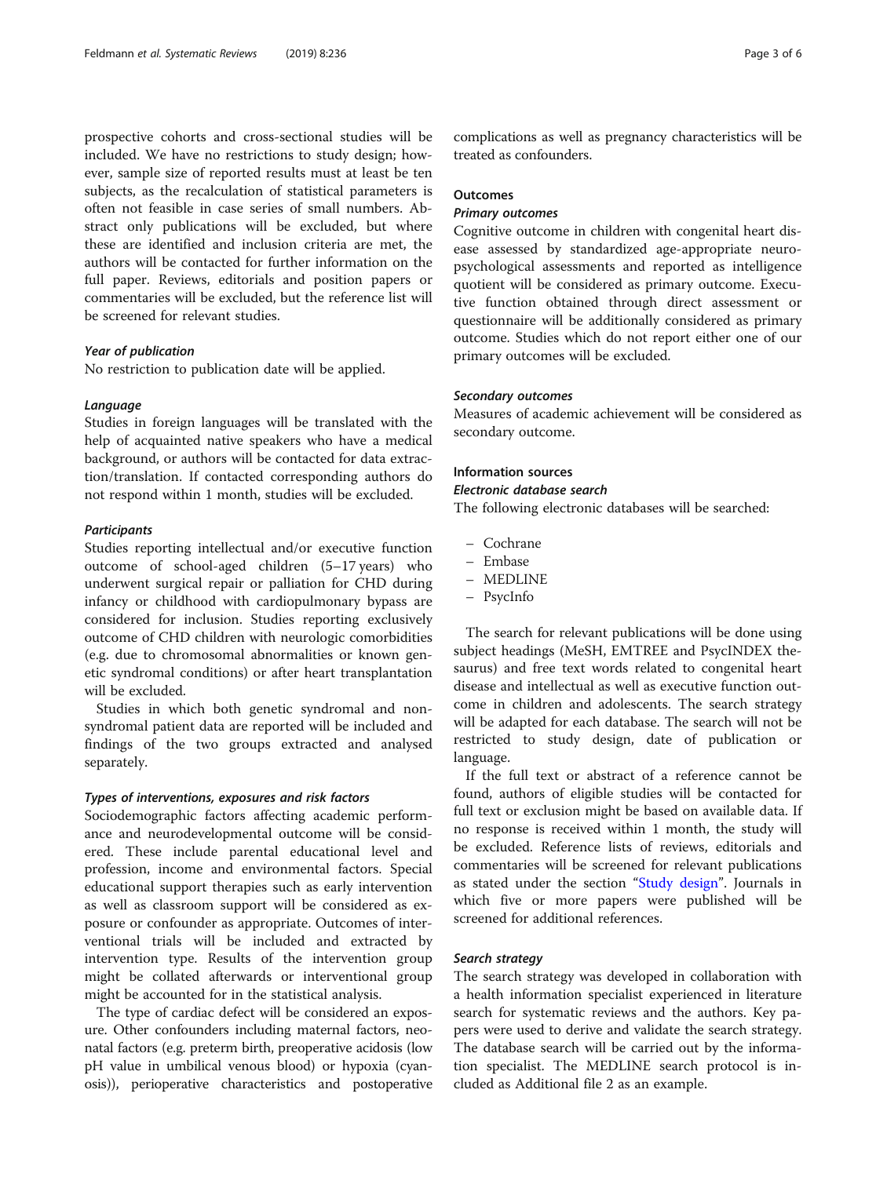prospective cohorts and cross-sectional studies will be included. We have no restrictions to study design; however, sample size of reported results must at least be ten subjects, as the recalculation of statistical parameters is often not feasible in case series of small numbers. Abstract only publications will be excluded, but where these are identified and inclusion criteria are met, the authors will be contacted for further information on the full paper. Reviews, editorials and position papers or commentaries will be excluded, but the reference list will be screened for relevant studies.

#### *Year of publication*

No restriction to publication date will be applied.

#### *Language*

Studies in foreign languages will be translated with the help of acquainted native speakers who have a medical background, or authors will be contacted for data extraction/translation. If contacted corresponding authors do not respond within 1 month, studies will be excluded.

#### *Participants*

Studies reporting intellectual and/or executive function outcome of school-aged children (5–17 years) who underwent surgical repair or palliation for CHD during infancy or childhood with cardiopulmonary bypass are considered for inclusion. Studies reporting exclusively outcome of CHD children with neurologic comorbidities (e.g. due to chromosomal abnormalities or known genetic syndromal conditions) or after heart transplantation will be excluded.

Studies in which both genetic syndromal and non-syndromal patient data are reported will be included and findings of the two groups extracted and analysed separately.

#### *Types of interventions, exposures and risk factors*

Sociodemographic factors affecting academic performance and neurodevelopmental outcome will be considered. These include parental educational level and profession, income and environmental factors. Special educational support therapies such as early intervention as well as classroom support will be considered as exposure or confounder as appropriate. Outcomes of interventional trials will be included and extracted by intervention type. Results of the intervention group might be collated afterwards or interventional group might be accounted for in the statistical analysis.

The type of cardiac defect will be considered an exposure. Other confounders including maternal factors, neonatal factors (e.g. preterm birth, preoperative acidosis (low pH value in umbilical venous blood) or hypoxia (cyanosis)), perioperative characteristics and postoperative complications as well as pregnancy characteristics will be treated as confounders.

### Outcomes

#### *Primary outcomes*

Cognitive outcome in children with congenital heart disease assessed by standardized age-appropriate neuropsychological assessments and reported as intelligence quotient will be considered as primary outcome. Executive function obtained through direct assessment or questionnaire will be additionally considered as primary outcome. Studies which do not report either one of our primary outcomes will be excluded.

#### *Secondary outcomes*

Measures of academic achievement will be considered as secondary outcome.

### Information sources

#### *Electronic database search*

The following electronic databases will be searched:

- Cochrane
- Embase
- MEDLINE
- PsycInfo

The search for relevant publications will be done using subject headings (MeSH, EMTREE and PsycINDEX thesaurus) and free text words related to congenital heart disease and intellectual as well as executive function outcome in children and adolescents. The search strategy will be adapted for each database. The search will not be restricted to study design, date of publication or language.

If the full text or abstract of a reference cannot be found, authors of eligible studies will be contacted for full text or exclusion might be based on available data. If no response is received within 1 month, the study will be excluded. Reference lists of reviews, editorials and commentaries will be screened for relevant publications as stated under the section "Study design". Journals in which five or more papers were published will be screened for additional references.

#### *Search strategy*

The search strategy was developed in collaboration with a health information specialist experienced in literature search for systematic reviews and the authors. Key papers were used to derive and validate the search strategy. The database search will be carried out by the information specialist. The MEDLINE search protocol is included as Additional file 2 as an example.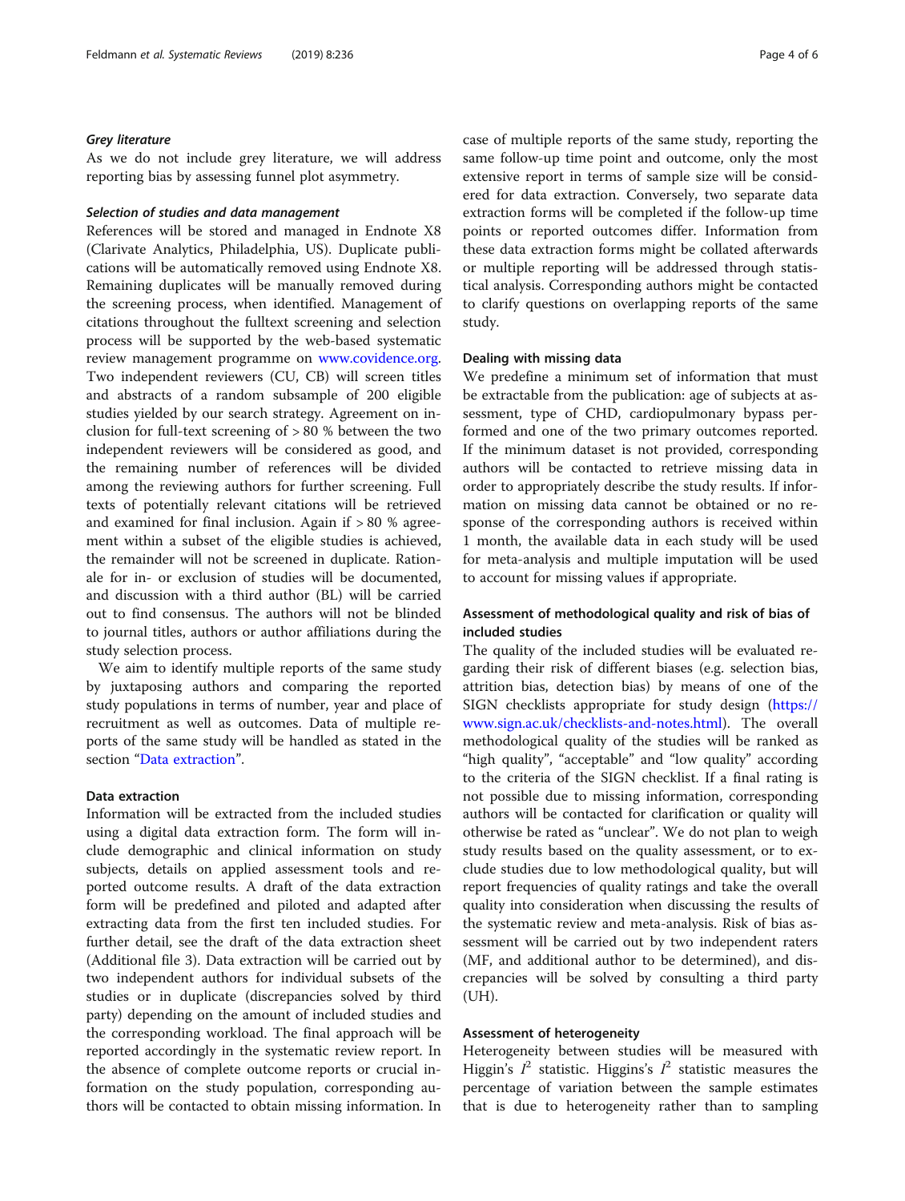#### *Grey literature*

As we do not include grey literature, we will address reporting bias by assessing funnel plot asymmetry.

#### *Selection of studies and data management*

References will be stored and managed in Endnote X8 (Clarivate Analytics, Philadelphia, US). Duplicate publications will be automatically removed using Endnote X8. Remaining duplicates will be manually removed during the screening process, when identified. Management of citations throughout the fulltext screening and selection process will be supported by the web-based systematic review management programme on www.covidence.org. Two independent reviewers (CU, CB) will screen titles and abstracts of a random subsample of 200 eligible studies yielded by our search strategy. Agreement on inclusion for full-text screening of > 80 % between the two independent reviewers will be considered as good, and the remaining number of references will be divided among the reviewing authors for further screening. Full texts of potentially relevant citations will be retrieved and examined for final inclusion. Again if > 80 % agreement within a subset of the eligible studies is achieved, the remainder will not be screened in duplicate. Rationale for in- or exclusion of studies will be documented, and discussion with a third author (BL) will be carried out to find consensus. The authors will not be blinded to journal titles, authors or author affiliations during the study selection process.

We aim to identify multiple reports of the same study by juxtaposing authors and comparing the reported study populations in terms of number, year and place of recruitment as well as outcomes. Data of multiple reports of the same study will be handled as stated in the section "Data extraction".

### Data extraction

Information will be extracted from the included studies using a digital data extraction form. The form will include demographic and clinical information on study subjects, details on applied assessment tools and reported outcome results. A draft of the data extraction form will be predefined and piloted and adapted after extracting data from the first ten included studies. For further detail, see the draft of the data extraction sheet (Additional file 3). Data extraction will be carried out by two independent authors for individual subsets of the studies or in duplicate (discrepancies solved by third party) depending on the amount of included studies and the corresponding workload. The final approach will be reported accordingly in the systematic review report. In the absence of complete outcome reports or crucial information on the study population, corresponding authors will be contacted to obtain missing information. In case of multiple reports of the same study, reporting the same follow-up time point and outcome, only the most extensive report in terms of sample size will be considered for data extraction. Conversely, two separate data extraction forms will be completed if the follow-up time points or reported outcomes differ. Information from these data extraction forms might be collated afterwards or multiple reporting will be addressed through statistical analysis. Corresponding authors might be contacted to clarify questions on overlapping reports of the same study.

### Dealing with missing data

We predefine a minimum set of information that must be extractable from the publication: age of subjects at assessment, type of CHD, cardiopulmonary bypass performed and one of the two primary outcomes reported. If the minimum dataset is not provided, corresponding authors will be contacted to retrieve missing data in order to appropriately describe the study results. If information on missing data cannot be obtained or no response of the corresponding authors is received within 1 month, the available data in each study will be used for meta-analysis and multiple imputation will be used to account for missing values if appropriate.

### Assessment of methodological quality and risk of bias of included studies

The quality of the included studies will be evaluated regarding their risk of different biases (e.g. selection bias, attrition bias, detection bias) by means of one of the SIGN checklists appropriate for study design (https://www.sign.ac.uk/checklists-and-notes.html). The overall methodological quality of the studies will be ranked as "high quality", "acceptable" and "low quality" according to the criteria of the SIGN checklist. If a final rating is not possible due to missing information, corresponding authors will be contacted for clarification or quality will otherwise be rated as "unclear". We do not plan to weigh study results based on the quality assessment, or to exclude studies due to low methodological quality, but will report frequencies of quality ratings and take the overall quality into consideration when discussing the results of the systematic review and meta-analysis. Risk of bias assessment will be carried out by two independent raters (MF, and additional author to be determined), and discrepancies will be solved by consulting a third party (UH).

### Assessment of heterogeneity

Heterogeneity between studies will be measured with Higgin's $I^2$ statistic. Higgins's $I^2$ statistic measures the percentage of variation between the sample estimates that is due to heterogeneity rather than to sampling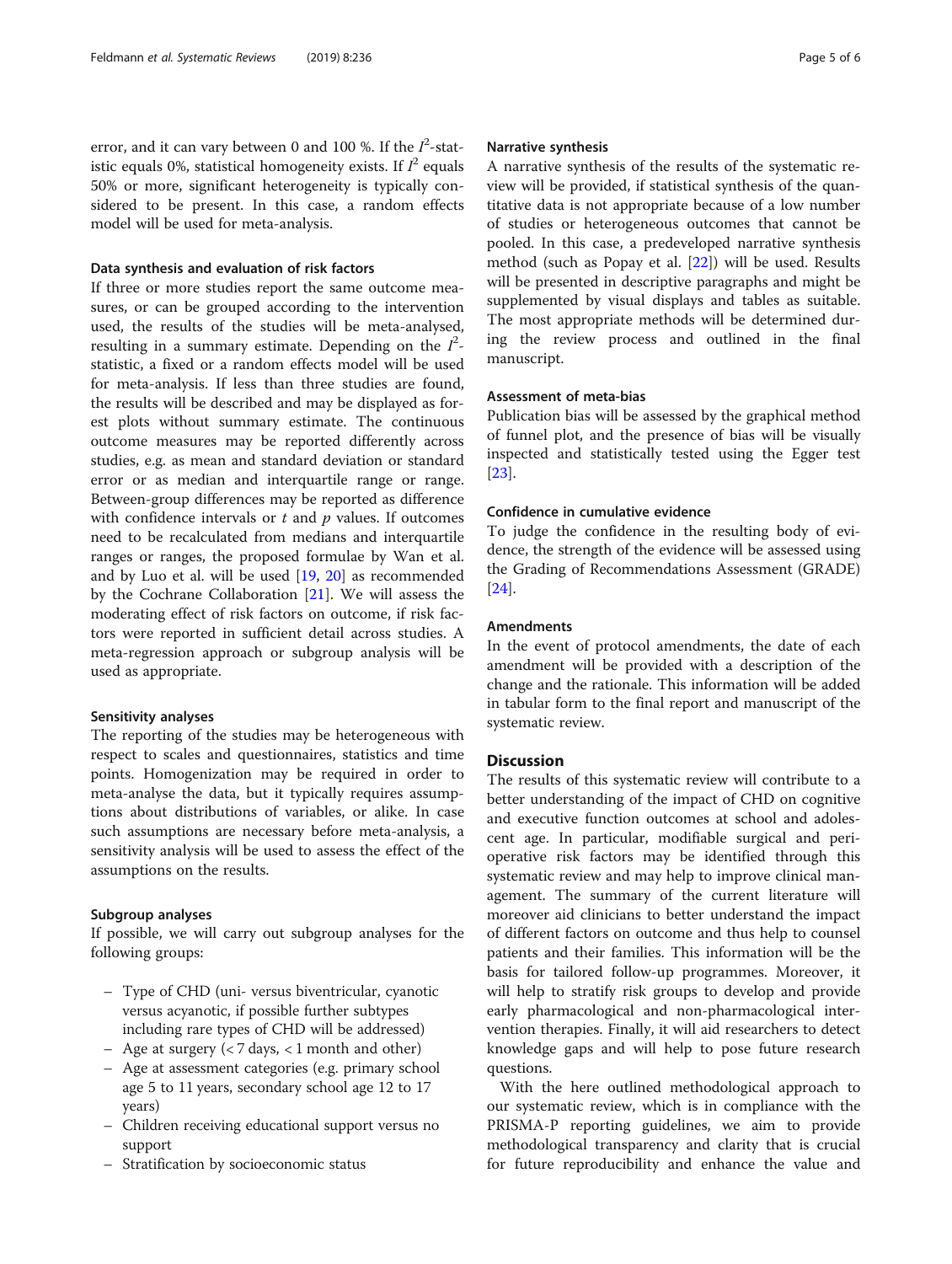error, and it can vary between 0 and 100 %. If the $I^2$-statistic equals 0%, statistical homogeneity exists. If $I^2$ equals 50% or more, significant heterogeneity is typically considered to be present. In this case, a random effects model will be used for meta-analysis.

### Data synthesis and evaluation of risk factors

If three or more studies report the same outcome measures, or can be grouped according to the intervention used, the results of the studies will be meta-analysed, resulting in a summary estimate. Depending on the $I^2$-statistic, a fixed or a random effects model will be used for meta-analysis. If less than three studies are found, the results will be described and may be displayed as forest plots without summary estimate. The continuous outcome measures may be reported differently across studies, e.g. as mean and standard deviation or standard error or as median and interquartile range or range. Between-group differences may be reported as difference with confidence intervals or $t$ and $p$ values. If outcomes need to be recalculated from medians and interquartile ranges or ranges, the proposed formulae by Wan et al. and by Luo et al. will be used [19, 20] as recommended by the Cochrane Collaboration [21]. We will assess the moderating effect of risk factors on outcome, if risk factors were reported in sufficient detail across studies. A meta-regression approach or subgroup analysis will be used as appropriate.

### Sensitivity analyses

The reporting of the studies may be heterogeneous with respect to scales and questionnaires, statistics and time points. Homogenization may be required in order to meta-analyse the data, but it typically requires assumptions about distributions of variables, or alike. In case such assumptions are necessary before meta-analysis, a sensitivity analysis will be used to assess the effect of the assumptions on the results.

### Subgroup analyses

If possible, we will carry out subgroup analyses for the following groups:

- Type of CHD (uni- versus biventricular, cyanotic versus acyanotic, if possible further subtypes including rare types of CHD will be addressed)
- Age at surgery (< 7 days, < 1 month and other)
- Age at assessment categories (e.g. primary school age 5 to 11 years, secondary school age 12 to 17 years)
- Children receiving educational support versus no support
- Stratification by socioeconomic status

### Narrative synthesis

A narrative synthesis of the results of the systematic review will be provided, if statistical synthesis of the quantitative data is not appropriate because of a low number of studies or heterogeneous outcomes that cannot be pooled. In this case, a predeveloped narrative synthesis method (such as Popay et al. [22]) will be used. Results will be presented in descriptive paragraphs and might be supplemented by visual displays and tables as suitable. The most appropriate methods will be determined during the review process and outlined in the final manuscript.

### Assessment of meta-bias

Publication bias will be assessed by the graphical method of funnel plot, and the presence of bias will be visually inspected and statistically tested using the Egger test [23].

### Confidence in cumulative evidence

To judge the confidence in the resulting body of evidence, the strength of the evidence will be assessed using the Grading of Recommendations Assessment (GRADE) [24].

### Amendments

In the event of protocol amendments, the date of each amendment will be provided with a description of the change and the rationale. This information will be added in tabular form to the final report and manuscript of the systematic review.

## Discussion

The results of this systematic review will contribute to a better understanding of the impact of CHD on cognitive and executive function outcomes at school and adolescent age. In particular, modifiable surgical and perioperative risk factors may be identified through this systematic review and may help to improve clinical management. The summary of the current literature will moreover aid clinicians to better understand the impact of different factors on outcome and thus help to counsel patients and their families. This information will be the basis for tailored follow-up programmes. Moreover, it will help to stratify risk groups to develop and provide early pharmacological and non-pharmacological intervention therapies. Finally, it will aid researchers to detect knowledge gaps and will help to pose future research questions.

With the here outlined methodological approach to our systematic review, which is in compliance with the PRISMA-P reporting guidelines, we aim to provide methodological transparency and clarity that is crucial for future reproducibility and enhance the value and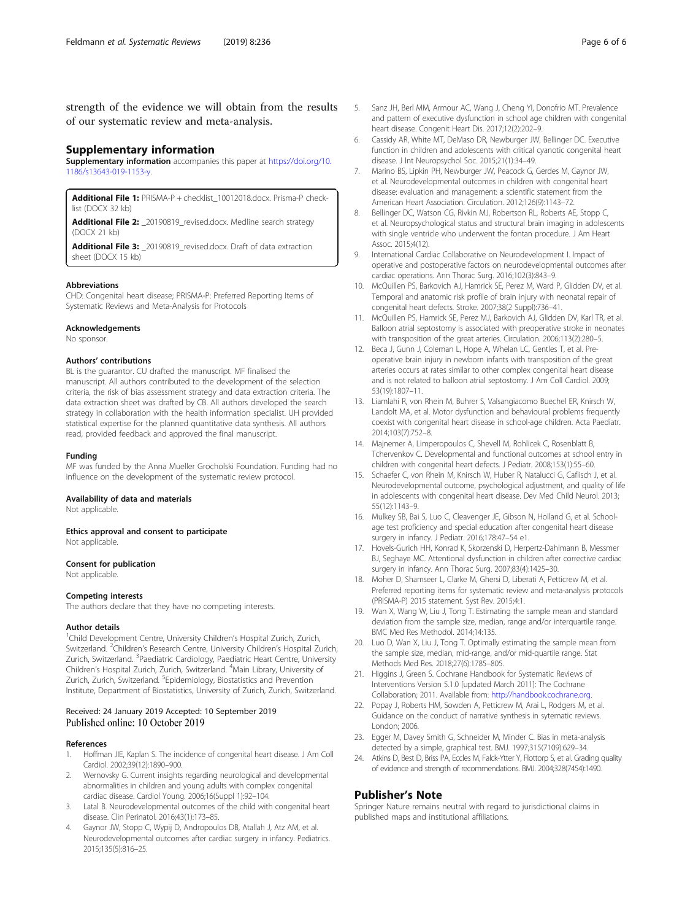strength of the evidence we will obtain from the results of our systematic review and meta-analysis.

## Supplementary information

**Supplementary information** accompanies this paper at https://doi.org/10.1186/s13643-019-1153-y.

**Additional File 1:** PRISMA-P + checklist_10012018.docx. Prisma-P checklist (DOCX 32 kb)

**Additional File 2:** _20190819_revised.docx. Medline search strategy (DOCX 21 kb)

**Additional File 3:** _20190819_revised.docx. Draft of data extraction sheet (DOCX 15 kb)

#### Abbreviations

CHD: Congenital heart disease; PRISMA-P: Preferred Reporting Items of Systematic Reviews and Meta-Analysis for Protocols

#### Acknowledgements

No sponsor.

#### Authors' contributions

BL is the guarantor. CU drafted the manuscript. MF finalised the manuscript. All authors contributed to the development of the selection criteria, the risk of bias assessment strategy and data extraction criteria. The data extraction sheet was drafted by CB. All authors developed the search strategy in collaboration with the health information specialist. UH provided statistical expertise for the planned quantitative data synthesis. All authors read, provided feedback and approved the final manuscript.

#### Funding

MF was funded by the Anna Mueller Grocholski Foundation. Funding had no influence on the development of the systematic review protocol.

#### Availability of data and materials

Not applicable.

#### Ethics approval and consent to participate

Not applicable.

#### Consent for publication

Not applicable.

#### Competing interests

The authors declare that they have no competing interests.

#### Author details

[1]Child Development Centre, University Children's Hospital Zurich, Zurich, Switzerland. [2]Children's Research Centre, University Children's Hospital Zurich, Zurich, Switzerland. [3]Paediatric Cardiology, Paediatric Heart Centre, University Children's Hospital Zurich, Zurich, Switzerland. [4]Main Library, University of Zurich, Zurich, Switzerland. [5]Epidemiology, Biostatistics and Prevention Institute, Department of Biostatistics, University of Zurich, Zurich, Switzerland.

Received: 24 January 2019 Accepted: 10 September 2019
Published online: 10 October 2019

#### References

1. Hoffman JIE, Kaplan S. The incidence of congenital heart disease. J Am Coll Cardiol. 2002;39(12):1890–900.
2. Wernovsky G. Current insights regarding neurological and developmental abnormalities in children and young adults with complex congenital cardiac disease. Cardiol Young. 2006;16(Suppl 1):92–104.
3. Latal B. Neurodevelopmental outcomes of the child with congenital heart disease. Clin Perinatol. 2016;43(1):173–85.
4. Gaynor JW, Stopp C, Wypij D, Andropoulos DB, Atallah J, Atz AM, et al. Neurodevelopmental outcomes after cardiac surgery in infancy. Pediatrics. 2015;135(5):816–25.
5. Sanz JH, Berl MM, Armour AC, Wang J, Cheng YI, Donofrio MT. Prevalence and pattern of executive dysfunction in school age children with congenital heart disease. Congenit Heart Dis. 2017;12(2):202–9.
6. Cassidy AR, White MT, DeMaso DR, Newburger JW, Bellinger DC. Executive function in children and adolescents with critical cyanotic congenital heart disease. J Int Neuropsychol Soc. 2015;21(1):34–49.
7. Marino BS, Lipkin PH, Newburger JW, Peacock G, Gerdes M, Gaynor JW, et al. Neurodevelopmental outcomes in children with congenital heart disease: evaluation and management: a scientific statement from the American Heart Association. Circulation. 2012;126(9):1143–72.
8. Bellinger DC, Watson CG, Rivkin MJ, Robertson RL, Roberts AE, Stopp C, et al. Neuropsychological status and structural brain imaging in adolescents with single ventricle who underwent the fontan procedure. J Am Heart Assoc. 2015;4(12).
9. International Cardiac Collaborative on Neurodevelopment I. Impact of operative and postoperative factors on neurodevelopmental outcomes after cardiac operations. Ann Thorac Surg. 2016;102(3):843–9.
10. McQuillen PS, Barkovich AJ, Hamrick SE, Perez M, Ward P, Glidden DV, et al. Temporal and anatomic risk profile of brain injury with neonatal repair of congenital heart defects. Stroke. 2007;38(2 Suppl):736–41.
11. McQuillen PS, Hamrick SE, Perez MJ, Barkovich AJ, Glidden DV, Karl TR, et al. Balloon atrial septostomy is associated with preoperative stroke in neonates with transposition of the great arteries. Circulation. 2006;113(2):280–5.
12. Beca J, Gunn J, Coleman L, Hope A, Whelan LC, Gentles T, et al. Pre-operative brain injury in newborn infants with transposition of the great arteries occurs at rates similar to other complex congenital heart disease and is not related to balloon atrial septostomy. J Am Coll Cardiol. 2009;53(19):1807–11.
13. Liamlahi R, von Rhein M, Buhrer S, Valsangiacomo Buechel ER, Knirsch W, Landolt MA, et al. Motor dysfunction and behavioural problems frequently coexist with congenital heart disease in school-age children. Acta Paediatr. 2014;103(7):752–8.
14. Majnemer A, Limperopoulos C, Shevell M, Rohlicek C, Rosenblatt B, Tchervenkov C. Developmental and functional outcomes at school entry in children with congenital heart defects. J Pediatr. 2008;153(1):55–60.
15. Schaefer C, von Rhein M, Knirsch W, Huber R, Natalucci G, Caflisch J, et al. Neurodevelopmental outcome, psychological adjustment, and quality of life in adolescents with congenital heart disease. Dev Med Child Neurol. 2013;55(12):1143–9.
16. Mulkey SB, Bai S, Luo C, Cleavenger JE, Gibson N, Holland G, et al. School-age test proficiency and special education after congenital heart disease surgery in infancy. J Pediatr. 2016;178:47–54 e1.
17. Hovels-Gurich HH, Konrad K, Skorzenski D, Herpertz-Dahlmann B, Messmer BJ, Seghaye MC. Attentional dysfunction in children after corrective cardiac surgery in infancy. Ann Thorac Surg. 2007;83(4):1425–30.
18. Moher D, Shamseer L, Clarke M, Ghersi D, Liberati A, Petticrew M, et al. Preferred reporting items for systematic review and meta-analysis protocols (PRISMA-P) 2015 statement. Syst Rev. 2015;4:1.
19. Wan X, Wang W, Liu J, Tong T. Estimating the sample mean and standard deviation from the sample size, median, range and/or interquartile range. BMC Med Res Methodol. 2014;14:135.
20. Luo D, Wan X, Liu J, Tong T. Optimally estimating the sample mean from the sample size, median, mid-range, and/or mid-quartile range. Stat Methods Med Res. 2018;27(6):1785–805.
21. Higgins J, Green S. Cochrane Handbook for Systematic Reviews of Interventions Version 5.1.0 [updated March 2011]: The Cochrane Collaboration; 2011. Available from: http://handbook.cochrane.org.
22. Popay J, Roberts HM, Sowden A, Petticrew M, Arai L, Rodgers M, et al. Guidance on the conduct of narrative synthesis in sytematic reviews. London; 2006.
23. Egger M, Davey Smith G, Schneider M, Minder C. Bias in meta-analysis detected by a simple, graphical test. BMJ. 1997;315(7109):629–34.
24. Atkins D, Best D, Briss PA, Eccles M, Falck-Ytter Y, Flottorp S, et al. Grading quality of evidence and strength of recommendations. BMJ. 2004;328(7454):1490.

## Publisher's Note

Springer Nature remains neutral with regard to jurisdictional claims in published maps and institutional affiliations.